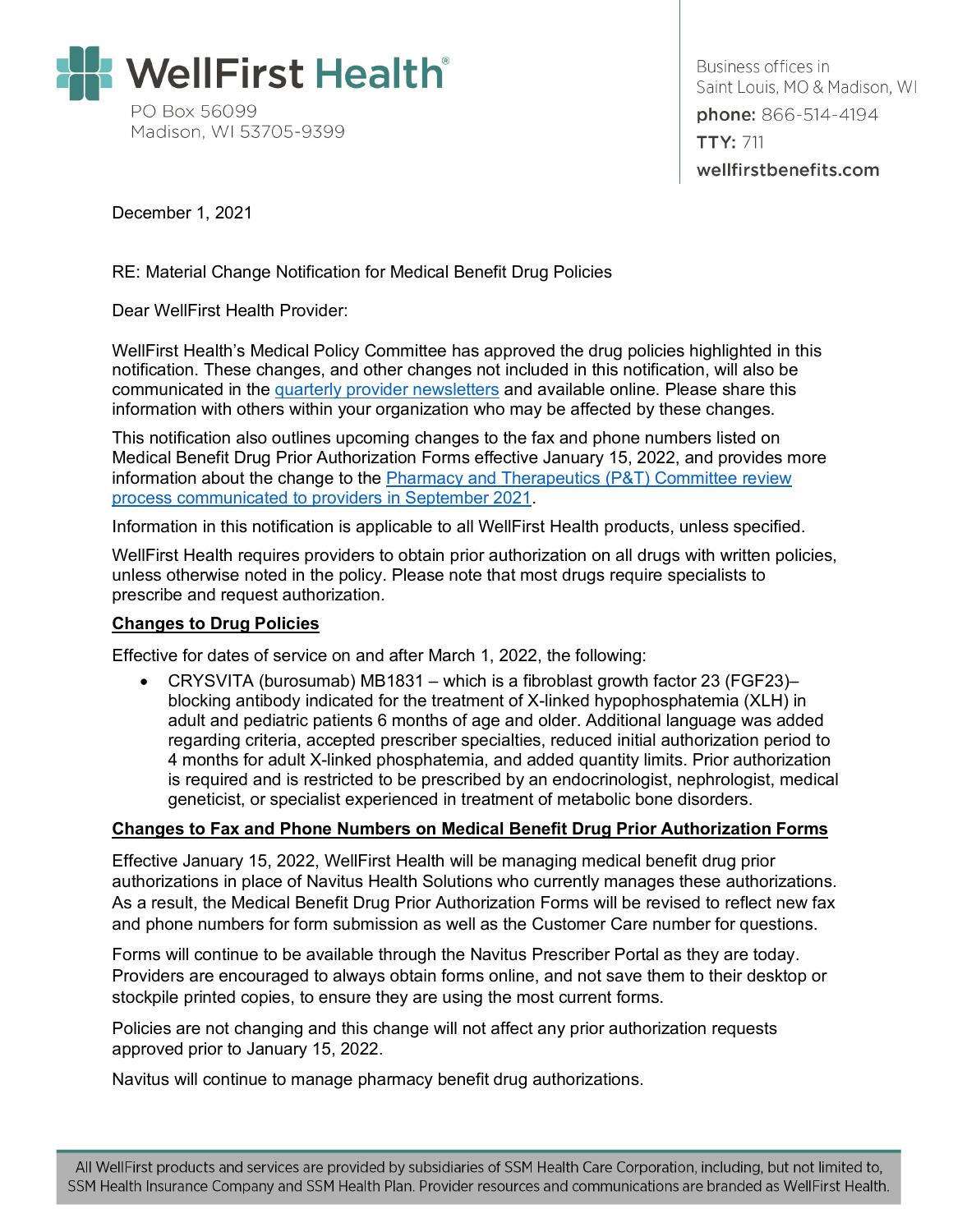WellFirst Health®

PO Box 56099
Madison, WI 53705-9399

Business offices in
Saint Louis, MO & Madison, WI
**phone:** 866-514-4194
**TTY:** 711
**wellfirstbenefits.com**

December 1, 2021

RE: Material Change Notification for Medical Benefit Drug Policies

Dear WellFirst Health Provider:

WellFirst Health's Medical Policy Committee has approved the drug policies highlighted in this notification. These changes, and other changes not included in this notification, will also be communicated in the [quarterly provider newsletters](quarterly provider newsletters) and available online. Please share this information with others within your organization who may be affected by these changes.

This notification also outlines upcoming changes to the fax and phone numbers listed on Medical Benefit Drug Prior Authorization Forms effective January 15, 2022, and provides more information about the change to the [Pharmacy and Therapeutics (P&T) Committee review process communicated to providers in September 2021](Pharmacy and Therapeutics (P&T) Committee review process communicated to providers in September 2021).

Information in this notification is applicable to all WellFirst Health products, unless specified.

WellFirst Health requires providers to obtain prior authorization on all drugs with written policies, unless otherwise noted in the policy. Please note that most drugs require specialists to prescribe and request authorization.

**Changes to Drug Policies**

Effective for dates of service on and after March 1, 2022, the following:

- CRYSVITA (burosumab) MB1831 – which is a fibroblast growth factor 23 (FGF23)–blocking antibody indicated for the treatment of X-linked hypophosphatemia (XLH) in adult and pediatric patients 6 months of age and older. Additional language was added regarding criteria, accepted prescriber specialties, reduced initial authorization period to 4 months for adult X-linked phosphatemia, and added quantity limits. Prior authorization is required and is restricted to be prescribed by an endocrinologist, nephrologist, medical geneticist, or specialist experienced in treatment of metabolic bone disorders.

**Changes to Fax and Phone Numbers on Medical Benefit Drug Prior Authorization Forms**

Effective January 15, 2022, WellFirst Health will be managing medical benefit drug prior authorizations in place of Navitus Health Solutions who currently manages these authorizations. As a result, the Medical Benefit Drug Prior Authorization Forms will be revised to reflect new fax and phone numbers for form submission as well as the Customer Care number for questions.

Forms will continue to be available through the Navitus Prescriber Portal as they are today. Providers are encouraged to always obtain forms online, and not save them to their desktop or stockpile printed copies, to ensure they are using the most current forms.

Policies are not changing and this change will not affect any prior authorization requests approved prior to January 15, 2022.

Navitus will continue to manage pharmacy benefit drug authorizations.

All WellFirst products and services are provided by subsidiaries of SSM Health Care Corporation, including, but not limited to, SSM Health Insurance Company and SSM Health Plan. Provider resources and communications are branded as WellFirst Health.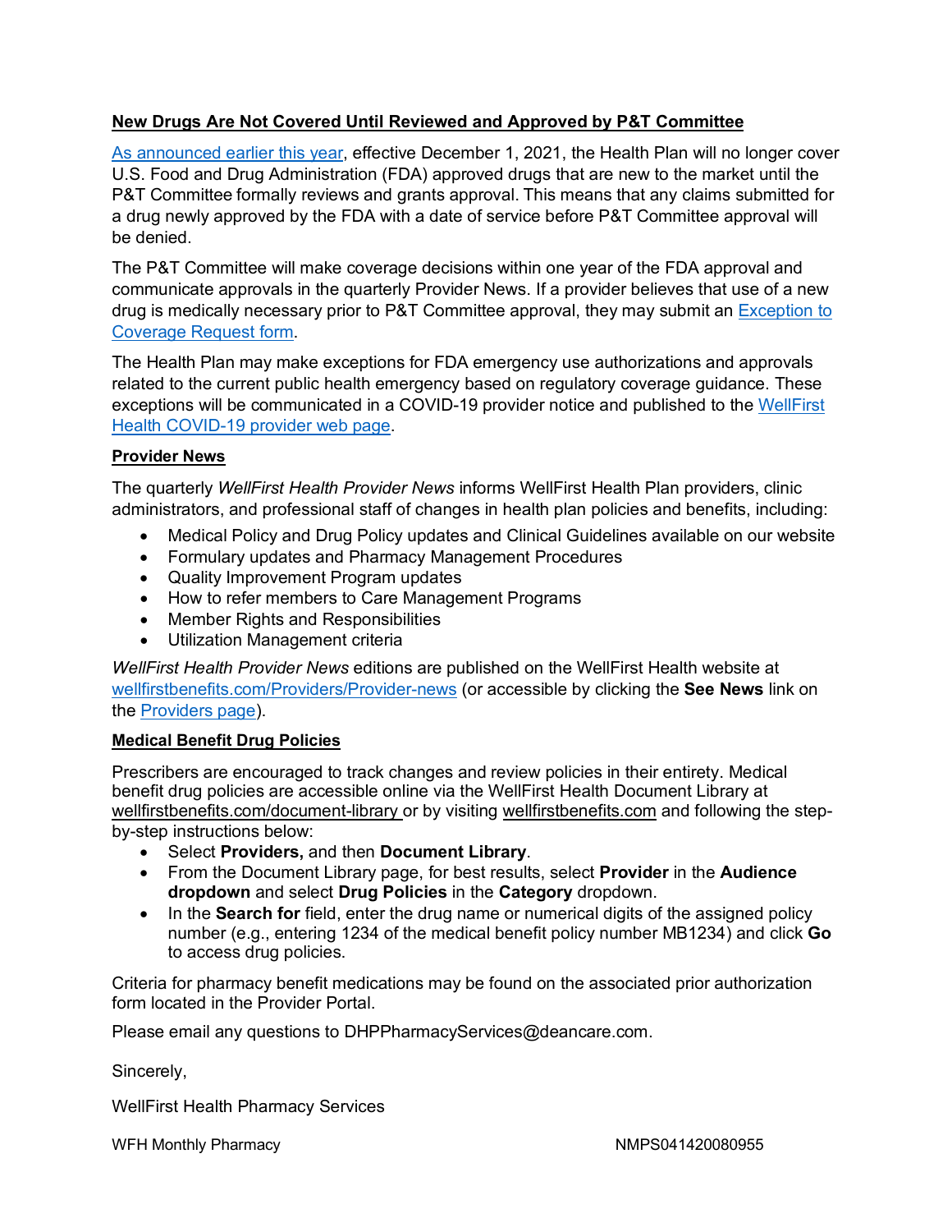## New Drugs Are Not Covered Until Reviewed and Approved by P&T Committee

As announced earlier this year, effective December 1, 2021, the Health Plan will no longer cover U.S. Food and Drug Administration (FDA) approved drugs that are new to the market until the P&T Committee formally reviews and grants approval. This means that any claims submitted for a drug newly approved by the FDA with a date of service before P&T Committee approval will be denied.

The P&T Committee will make coverage decisions within one year of the FDA approval and communicate approvals in the quarterly Provider News. If a provider believes that use of a new drug is medically necessary prior to P&T Committee approval, they may submit an Exception to Coverage Request form.

The Health Plan may make exceptions for FDA emergency use authorizations and approvals related to the current public health emergency based on regulatory coverage guidance. These exceptions will be communicated in a COVID-19 provider notice and published to the WellFirst Health COVID-19 provider web page.

## Provider News

The quarterly *WellFirst Health Provider News* informs WellFirst Health Plan providers, clinic administrators, and professional staff of changes in health plan policies and benefits, including:

- Medical Policy and Drug Policy updates and Clinical Guidelines available on our website
- Formulary updates and Pharmacy Management Procedures
- Quality Improvement Program updates
- How to refer members to Care Management Programs
- Member Rights and Responsibilities
- Utilization Management criteria

*WellFirst Health Provider News* editions are published on the WellFirst Health website at wellfirstbenefits.com/Providers/Provider-news (or accessible by clicking the **See News** link on the Providers page).

## Medical Benefit Drug Policies

Prescribers are encouraged to track changes and review policies in their entirety. Medical benefit drug policies are accessible online via the WellFirst Health Document Library at wellfirstbenefits.com/document-library or by visiting wellfirstbenefits.com and following the step-by-step instructions below:

- Select **Providers,** and then **Document Library**.
- From the Document Library page, for best results, select **Provider** in the **Audience dropdown** and select **Drug Policies** in the **Category** dropdown.
- In the **Search for** field, enter the drug name or numerical digits of the assigned policy number (e.g., entering 1234 of the medical benefit policy number MB1234) and click **Go** to access drug policies.

Criteria for pharmacy benefit medications may be found on the associated prior authorization form located in the Provider Portal.

Please email any questions to DHPPharmacyServices@deancare.com.

Sincerely,

WellFirst Health Pharmacy Services